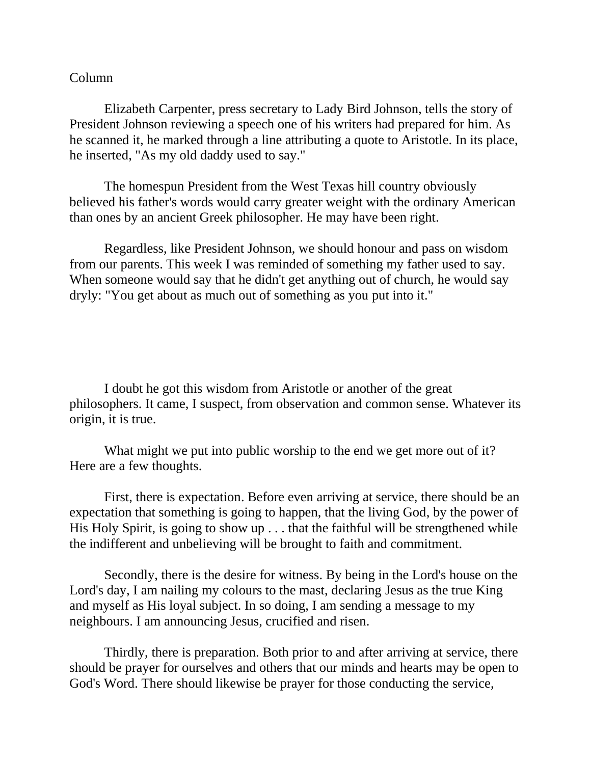Column

Elizabeth Carpenter, press secretary to Lady Bird Johnson, tells the story of President Johnson reviewing a speech one of his writers had prepared for him. As he scanned it, he marked through a line attributing a quote to Aristotle. In its place, he inserted, "As my old daddy used to say."

The homespun President from the West Texas hill country obviously believed his father's words would carry greater weight with the ordinary American than ones by an ancient Greek philosopher. He may have been right.

Regardless, like President Johnson, we should honour and pass on wisdom from our parents. This week I was reminded of something my father used to say. When someone would say that he didn't get anything out of church, he would say dryly: "You get about as much out of something as you put into it."

I doubt he got this wisdom from Aristotle or another of the great philosophers. It came, I suspect, from observation and common sense. Whatever its origin, it is true.

What might we put into public worship to the end we get more out of it? Here are a few thoughts.

First, there is expectation. Before even arriving at service, there should be an expectation that something is going to happen, that the living God, by the power of His Holy Spirit, is going to show up . . . that the faithful will be strengthened while the indifferent and unbelieving will be brought to faith and commitment.

Secondly, there is the desire for witness. By being in the Lord's house on the Lord's day, I am nailing my colours to the mast, declaring Jesus as the true King and myself as His loyal subject. In so doing, I am sending a message to my neighbours. I am announcing Jesus, crucified and risen.

Thirdly, there is preparation. Both prior to and after arriving at service, there should be prayer for ourselves and others that our minds and hearts may be open to God's Word. There should likewise be prayer for those conducting the service,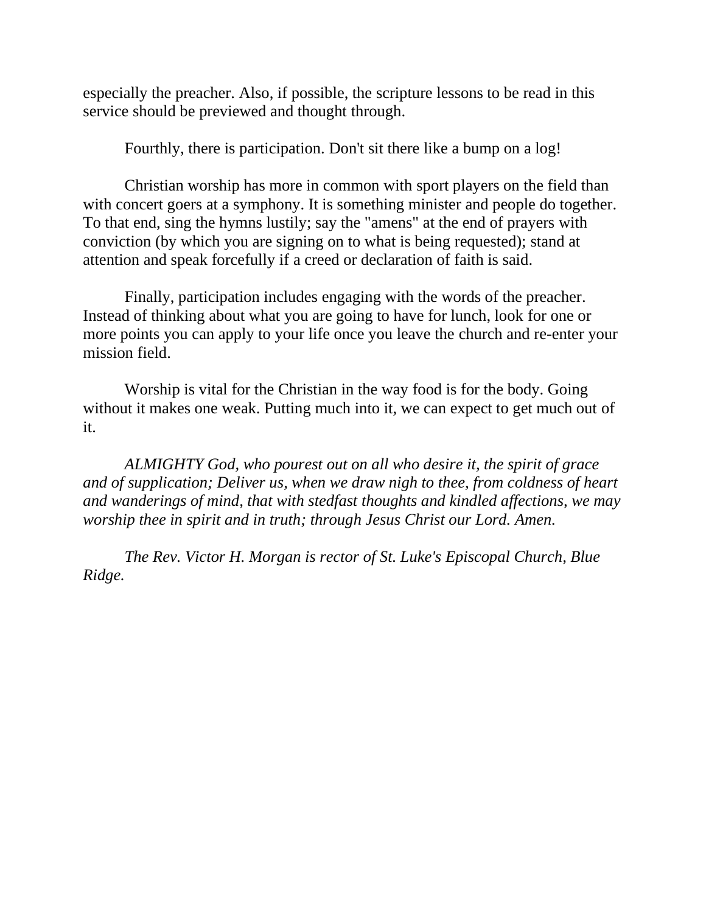especially the preacher. Also, if possible, the scripture lessons to be read in this service should be previewed and thought through.

Fourthly, there is participation. Don't sit there like a bump on a log!

Christian worship has more in common with sport players on the field than with concert goers at a symphony. It is something minister and people do together. To that end, sing the hymns lustily; say the "amens" at the end of prayers with conviction (by which you are signing on to what is being requested); stand at attention and speak forcefully if a creed or declaration of faith is said.

Finally, participation includes engaging with the words of the preacher. Instead of thinking about what you are going to have for lunch, look for one or more points you can apply to your life once you leave the church and re-enter your mission field.

Worship is vital for the Christian in the way food is for the body. Going without it makes one weak. Putting much into it, we can expect to get much out of it.

*ALMIGHTY God, who pourest out on all who desire it, the spirit of grace and of supplication; Deliver us, when we draw nigh to thee, from coldness of heart and wanderings of mind, that with stedfast thoughts and kindled affections, we may worship thee in spirit and in truth; through Jesus Christ our Lord. Amen.*

*The Rev. Victor H. Morgan is rector of St. Luke's Episcopal Church, Blue Ridge.*